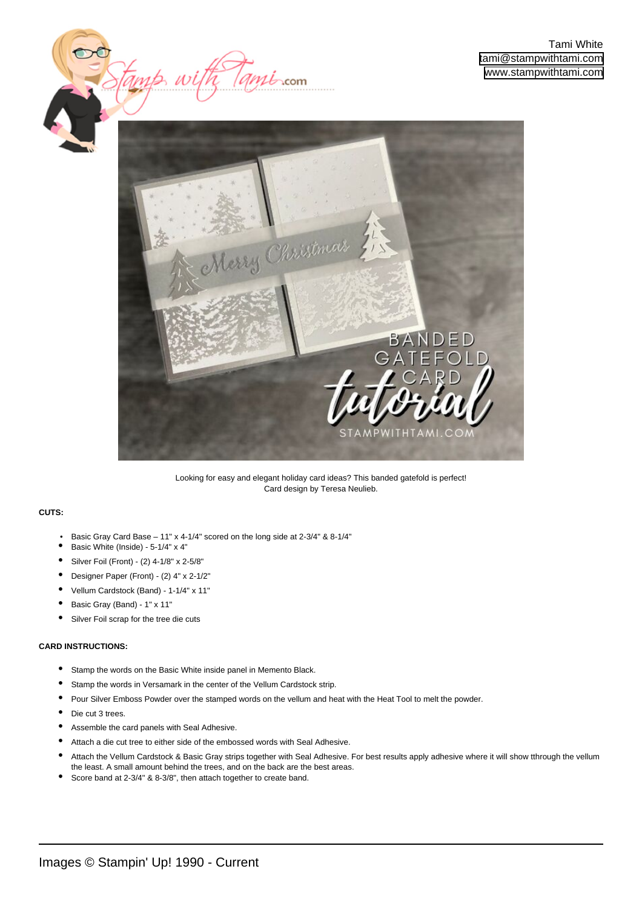Tami White
tami@stampwithtami.com
www.stampwithtami.com

Looking for easy and elegant holiday card ideas? This banded gatefold is perfect!
Card design by Teresa Neulieb.

**CUTS:**

- Basic Gray Card Base – 11" x 4-1/4" scored on the long side at 2-3/4" & 8-1/4"
- Basic White (Inside) - 5-1/4" x 4"
- Silver Foil (Front) - (2) 4-1/8" x 2-5/8"
- Designer Paper (Front) - (2) 4" x 2-1/2"
- Vellum Cardstock (Band) - 1-1/4" x 11"
- Basic Gray (Band) - 1" x 11"
- Silver Foil scrap for the tree die cuts

**CARD INSTRUCTIONS:**

- Stamp the words on the Basic White inside panel in Memento Black.
- Stamp the words in Versamark in the center of the Vellum Cardstock strip.
- Pour Silver Emboss Powder over the stamped words on the vellum and heat with the Heat Tool to melt the powder.
- Die cut 3 trees.
- Assemble the card panels with Seal Adhesive.
- Attach a die cut tree to either side of the embossed words with Seal Adhesive.
- Attach the Vellum Cardstock & Basic Gray strips together with Seal Adhesive. For best results apply adhesive where it will show tthrough the vellum the least. A small amount behind the trees, and on the back are the best areas.
- Score band at 2-3/4" & 8-3/8", then attach together to create band.

Images © Stampin' Up! 1990 - Current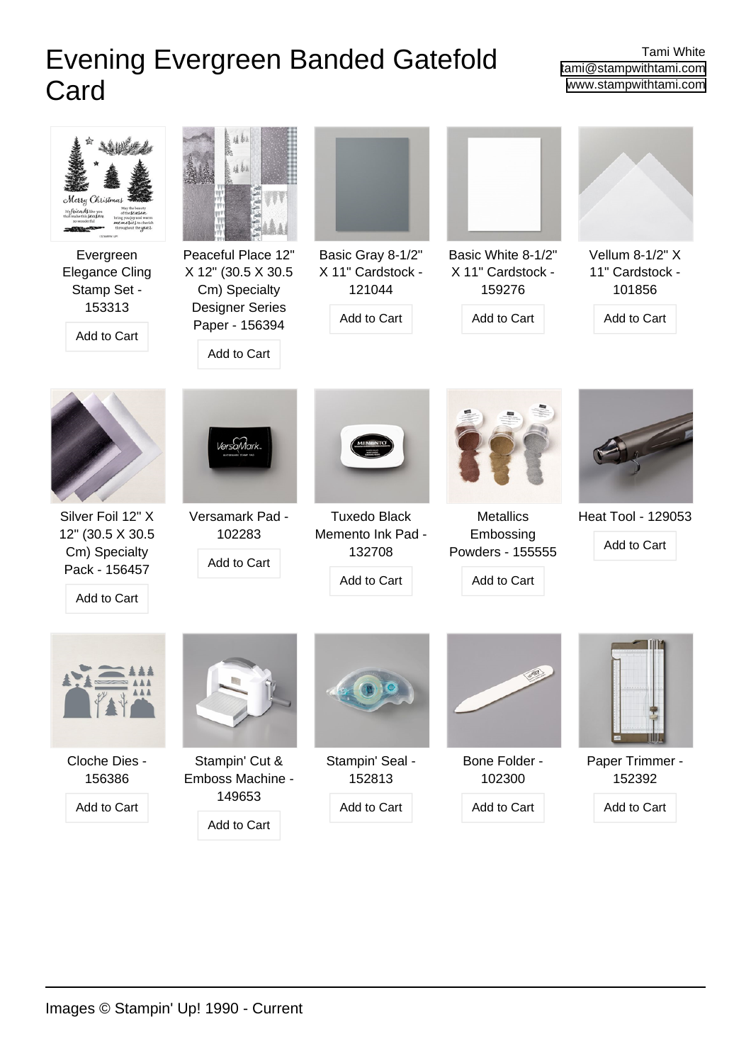# Evening Evergreen Banded Gatefold Card

Tami White
tami@stampwithtami.com
www.stampwithtami.com

Evergreen Elegance Cling Stamp Set - 153313

Add to Cart

Peaceful Place 12" X 12" (30.5 X 30.5 Cm) Specialty Designer Series Paper - 156394

Add to Cart

Basic Gray 8-1/2" X 11" Cardstock - 121044

Add to Cart

Basic White 8-1/2" X 11" Cardstock - 159276

Add to Cart

Vellum 8-1/2" X 11" Cardstock - 101856

Add to Cart

Silver Foil 12" X 12" (30.5 X 30.5 Cm) Specialty Pack - 156457

Add to Cart

Versamark Pad - 102283

Add to Cart

Tuxedo Black Memento Ink Pad - 132708

Add to Cart

Metallics Embossing Powders - 155555

Add to Cart

Heat Tool - 129053

Add to Cart

Cloche Dies - 156386

Add to Cart

Stampin' Cut & Emboss Machine - 149653

Add to Cart

Stampin' Seal - 152813

Add to Cart

Bone Folder - 102300

Add to Cart

Paper Trimmer - 152392

Add to Cart

Images © Stampin' Up! 1990 - Current